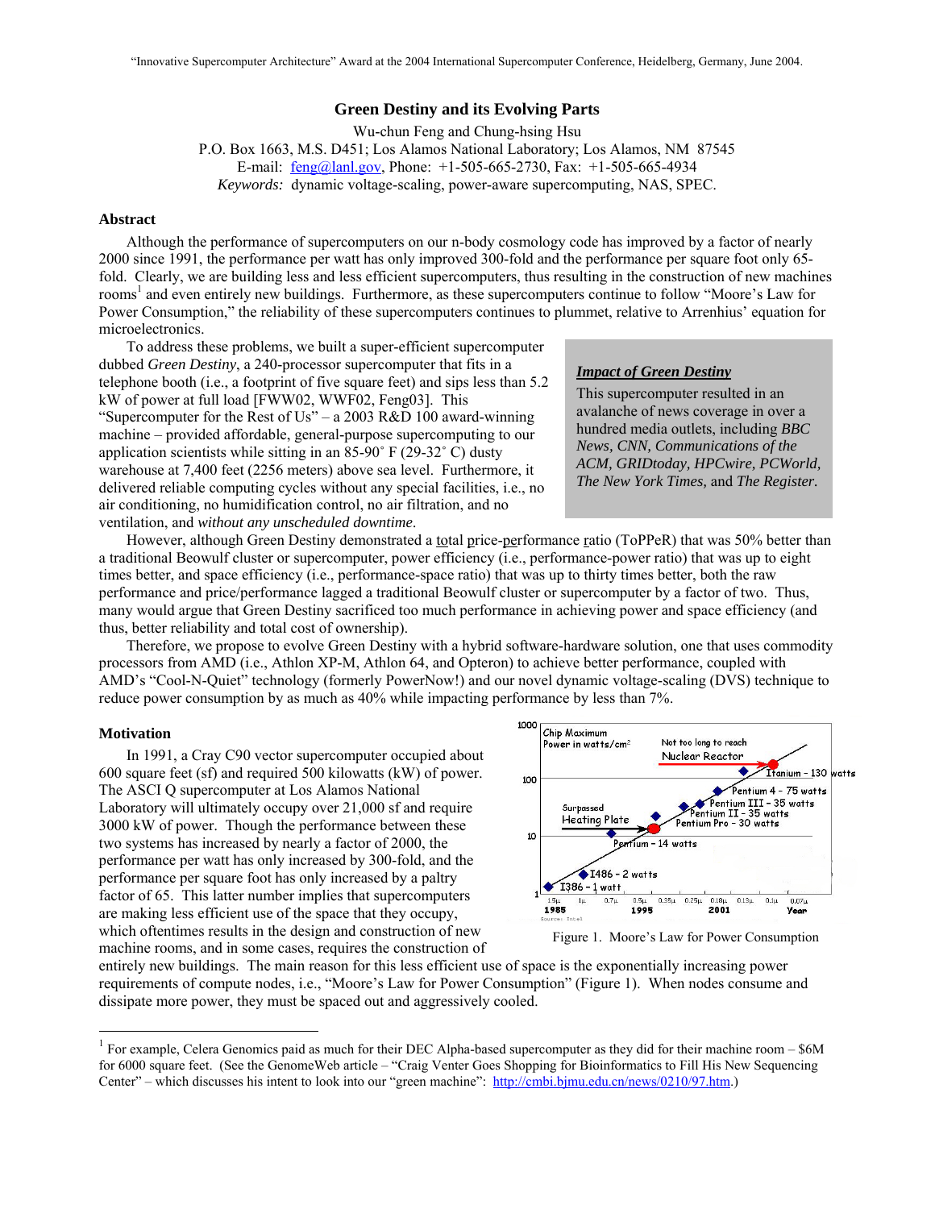"Innovative Supercomputer Architecture" Award at the 2004 International Supercomputer Conference, Heidelberg, Germany, June 2004.

# Green Destiny and its Evolving Parts

Wu-chun Feng and Chung-hsing Hsu
P.O. Box 1663, M.S. D451; Los Alamos National Laboratory; Los Alamos, NM 87545
E-mail: feng@lanl.gov, Phone: +1-505-665-2730, Fax: +1-505-665-4934
*Keywords:* dynamic voltage-scaling, power-aware supercomputing, NAS, SPEC.

## Abstract

Although the performance of supercomputers on our n-body cosmology code has improved by a factor of nearly 2000 since 1991, the performance per watt has only improved 300-fold and the performance per square foot only 65-fold. Clearly, we are building less and less efficient supercomputers, thus resulting in the construction of new machines rooms[1] and even entirely new buildings. Furthermore, as these supercomputers continue to follow "Moore's Law for Power Consumption," the reliability of these supercomputers continues to plummet, relative to Arrhenius' equation for microelectronics.

To address these problems, we built a super-efficient supercomputer dubbed *Green Destiny*, a 240-processor supercomputer that fits in a telephone booth (i.e., a footprint of five square feet) and sips less than 5.2 kW of power at full load [FWW02, WWF02, Feng03]. This "Supercomputer for the Rest of Us" – a 2003 R&D 100 award-winning machine – provided affordable, general-purpose supercomputing to our application scientists while sitting in an 85-90˚ F (29-32˚ C) dusty warehouse at 7,400 feet (2256 meters) above sea level. Furthermore, it delivered reliable computing cycles without any special facilities, i.e., no air conditioning, no humidification control, no air filtration, and no ventilation, and *without any unscheduled downtime*.

> ***Impact of Green Destiny***
>
> This supercomputer resulted in an avalanche of news coverage in over a hundred media outlets, including *BBC News, CNN, Communications of the ACM, GRIDtoday, HPCwire, PCWorld, The New York Times,* and *The Register*.

However, although Green Destiny demonstrated a total price-performance ratio (ToPPeR) that was 50% better than a traditional Beowulf cluster or supercomputer, power efficiency (i.e., performance-power ratio) that was up to eight times better, and space efficiency (i.e., performance-space ratio) that was up to thirty times better, both the raw performance and price/performance lagged a traditional Beowulf cluster or supercomputer by a factor of two. Thus, many would argue that Green Destiny sacrificed too much performance in achieving power and space efficiency (and thus, better reliability and total cost of ownership).

Therefore, we propose to evolve Green Destiny with a hybrid software-hardware solution, one that uses commodity processors from AMD (i.e., Athlon XP-M, Athlon 64, and Opteron) to achieve better performance, coupled with AMD's "Cool-N-Quiet" technology (formerly PowerNow!) and our novel dynamic voltage-scaling (DVS) technique to reduce power consumption by as much as 40% while impacting performance by less than 7%.

## Motivation

In 1991, a Cray C90 vector supercomputer occupied about 600 square feet (sf) and required 500 kilowatts (kW) of power. The ASCI Q supercomputer at Los Alamos National Laboratory will ultimately occupy over 21,000 sf and require 3000 kW of power. Though the performance between these two systems has increased by nearly a factor of 2000, the performance per watt has only increased by 300-fold, and the performance per square foot has only increased by a paltry factor of 65. This latter number implies that supercomputers are making less efficient use of the space that they occupy, which oftentimes results in the design and construction of new machine rooms, and in some cases, requires the construction of entirely new buildings. The main reason for this less efficient use of space is the exponentially increasing power requirements of compute nodes, i.e., "Moore's Law for Power Consumption" (Figure 1). When nodes consume and dissipate more power, they must be spaced out and aggressively cooled.

Figure 1. Moore's Law for Power Consumption

[1] For example, Celera Genomics paid as much for their DEC Alpha-based supercomputer as they did for their machine room – $6M for 6000 square feet. (See the GenomeWeb article – "Craig Venter Goes Shopping for Bioinformatics to Fill His New Sequencing Center" – which discusses his intent to look into our "green machine": http://cmbi.bjmu.edu.cn/news/0210/97.htm.)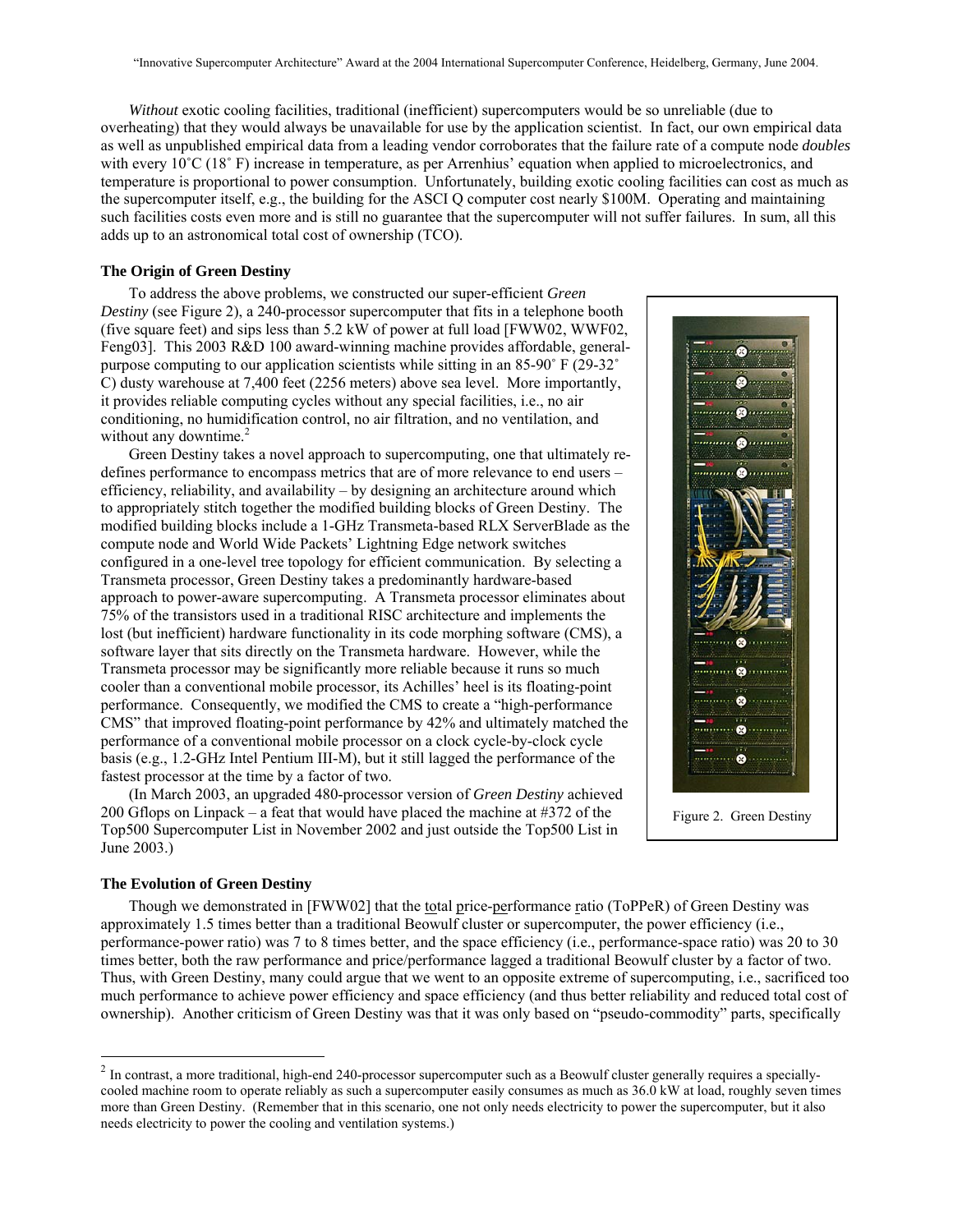*Without* exotic cooling facilities, traditional (inefficient) supercomputers would be so unreliable (due to overheating) that they would always be unavailable for use by the application scientist. In fact, our own empirical data as well as unpublished empirical data from a leading vendor corroborates that the failure rate of a compute node *doubles* with every 10˚C (18˚ F) increase in temperature, as per Arrenhius' equation when applied to microelectronics, and temperature is proportional to power consumption. Unfortunately, building exotic cooling facilities can cost as much as the supercomputer itself, e.g., the building for the ASCI Q computer cost nearly $100M. Operating and maintaining such facilities costs even more and is still no guarantee that the supercomputer will not suffer failures. In sum, all this adds up to an astronomical total cost of ownership (TCO).

### The Origin of Green Destiny

To address the above problems, we constructed our super-efficient *Green Destiny* (see Figure 2), a 240-processor supercomputer that fits in a telephone booth (five square feet) and sips less than 5.2 kW of power at full load [FWW02, WWF02, Feng03]. This 2003 R&D 100 award-winning machine provides affordable, general-purpose computing to our application scientists while sitting in an 85-90˚ F (29-32˚ C) dusty warehouse at 7,400 feet (2256 meters) above sea level. More importantly, it provides reliable computing cycles without any special facilities, i.e., no air conditioning, no humidification control, no air filtration, and no ventilation, and without any downtime.[2]

Green Destiny takes a novel approach to supercomputing, one that ultimately re-defines performance to encompass metrics that are of more relevance to end users – efficiency, reliability, and availability – by designing an architecture around which to appropriately stitch together the modified building blocks of Green Destiny. The modified building blocks include a 1-GHz Transmeta-based RLX ServerBlade as the compute node and World Wide Packets' Lightning Edge network switches configured in a one-level tree topology for efficient communication. By selecting a Transmeta processor, Green Destiny takes a predominantly hardware-based approach to power-aware supercomputing. A Transmeta processor eliminates about 75% of the transistors used in a traditional RISC architecture and implements the lost (but inefficient) hardware functionality in its code morphing software (CMS), a software layer that sits directly on the Transmeta hardware. However, while the Transmeta processor may be significantly more reliable because it runs so much cooler than a conventional mobile processor, its Achilles' heel is its floating-point performance. Consequently, we modified the CMS to create a "high-performance CMS" that improved floating-point performance by 42% and ultimately matched the performance of a conventional mobile processor on a clock cycle-by-clock cycle basis (e.g., 1.2-GHz Intel Pentium III-M), but it still lagged the performance of the fastest processor at the time by a factor of two.

(In March 2003, an upgraded 480-processor version of *Green Destiny* achieved 200 Gflops on Linpack – a feat that would have placed the machine at #372 of the Top500 Supercomputer List in November 2002 and just outside the Top500 List in June 2003.)

Figure 2. Green Destiny

### The Evolution of Green Destiny

Though we demonstrated in [FWW02] that the total price-performance ratio (ToPPeR) of Green Destiny was approximately 1.5 times better than a traditional Beowulf cluster or supercomputer, the power efficiency (i.e., performance-power ratio) was 7 to 8 times better, and the space efficiency (i.e., performance-space ratio) was 20 to 30 times better, both the raw performance and price/performance lagged a traditional Beowulf cluster by a factor of two. Thus, with Green Destiny, many could argue that we went to an opposite extreme of supercomputing, i.e., sacrificed too much performance to achieve power efficiency and space efficiency (and thus better reliability and reduced total cost of ownership). Another criticism of Green Destiny was that it was only based on "pseudo-commodity" parts, specifically

[2] In contrast, a more traditional, high-end 240-processor supercomputer such as a Beowulf cluster generally requires a specially-cooled machine room to operate reliably as such a supercomputer easily consumes as much as 36.0 kW at load, roughly seven times more than Green Destiny. (Remember that in this scenario, one not only needs electricity to power the supercomputer, but it also needs electricity to power the cooling and ventilation systems.)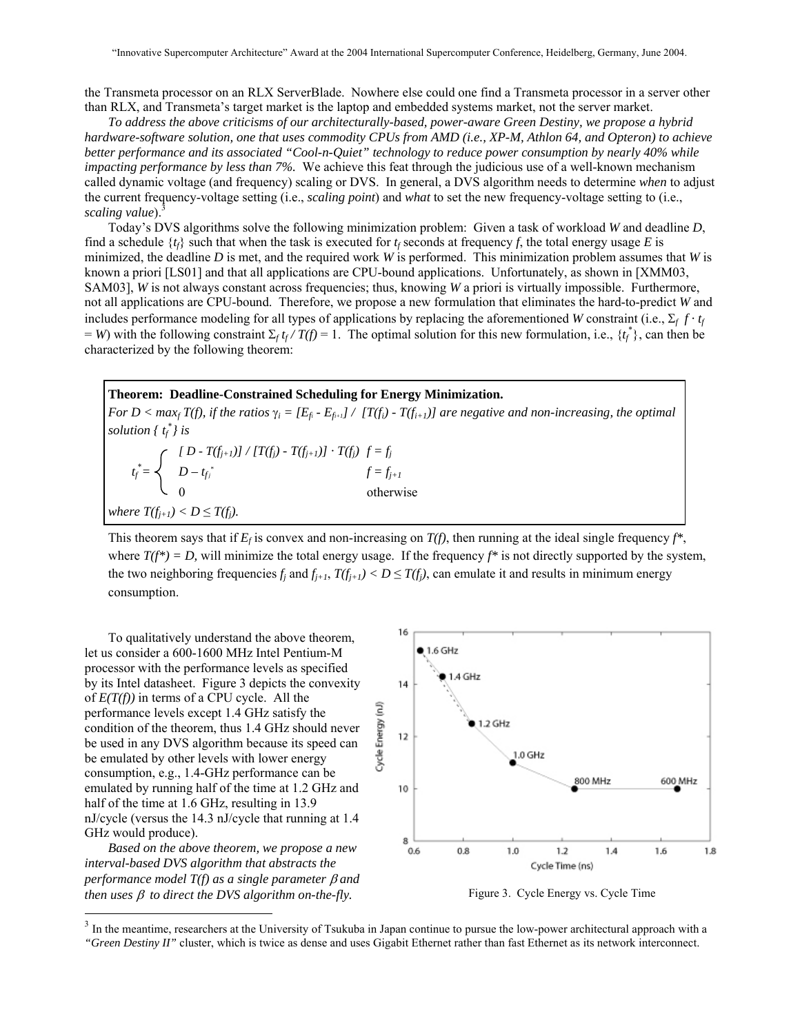the Transmeta processor on an RLX ServerBlade. Nowhere else could one find a Transmeta processor in a server other than RLX, and Transmeta's target market is the laptop and embedded systems market, not the server market.

*To address the above criticisms of our architecturally-based, power-aware Green Destiny, we propose a hybrid hardware-software solution, one that uses commodity CPUs from AMD (i.e., XP-M, Athlon 64, and Opteron) to achieve better performance and its associated "Cool-n-Quiet" technology to reduce power consumption by nearly 40% while impacting performance by less than 7%.* We achieve this feat through the judicious use of a well-known mechanism called dynamic voltage (and frequency) scaling or DVS. In general, a DVS algorithm needs to determine *when* to adjust the current frequency-voltage setting (i.e., *scaling point*) and *what* to set the new frequency-voltage setting to (i.e., *scaling value*).[3]

Today's DVS algorithms solve the following minimization problem: Given a task of workload $W$ and deadline $D$, find a schedule $\{t_f\}$ such that when the task is executed for $t_f$ seconds at frequency $f$, the total energy usage $E$ is minimized, the deadline $D$ is met, and the required work $W$ is performed. This minimization problem assumes that $W$ is known a priori [LS01] and that all applications are CPU-bound applications. Unfortunately, as shown in [XMM03, SAM03], $W$ is not always constant across frequencies; thus, knowing $W$ a priori is virtually impossible. Furthermore, not all applications are CPU-bound. Therefore, we propose a new formulation that eliminates the hard-to-predict $W$ and includes performance modeling for all types of applications by replacing the aforementioned $W$ constraint (i.e., $\Sigma_f \ f \cdot t_f = W$) with the following constraint $\Sigma_f \, t_f \, / \, T(f) = 1$. The optimal solution for this new formulation, i.e., $\{t_f^*\}$, can then be characterized by the following theorem:

**Theorem: Deadline-Constrained Scheduling for Energy Minimization.**
*For $D < \max_f T(f)$, if the ratios $\gamma_i = [E_{f_i} - E_{f_{i+1}}] \, / \, [T(f_i) - T(f_{i+1})]$ are negative and non-increasing, the optimal solution $\{ t_f^* \}$ is*

$$t_f^* = \begin{cases} [\, D - T(f_{j+1})] \, / \, [T(f_j) - T(f_{j+1})] \cdot T(f_j) & f = f_j \\ D - t_{f_j}^* & f = f_{j+1} \\ 0 & \text{otherwise} \end{cases}$$

*where $T(f_{j+1}) < D \leq T(f_j)$.*

This theorem says that if $E_f$ is convex and non-increasing on $T(f)$, then running at the ideal single frequency $f^*$, where $T(f^*) = D$, will minimize the total energy usage. If the frequency $f^*$ is not directly supported by the system, the two neighboring frequencies $f_j$ and $f_{j+1}$, $T(f_{j+1}) < D \leq T(f_j)$, can emulate it and results in minimum energy consumption.

To qualitatively understand the above theorem, let us consider a 600-1600 MHz Intel Pentium-M processor with the performance levels as specified by its Intel datasheet. Figure 3 depicts the convexity of $E(T(f))$ in terms of a CPU cycle. All the performance levels except 1.4 GHz satisfy the condition of the theorem, thus 1.4 GHz should never be used in any DVS algorithm because its speed can be emulated by other levels with lower energy consumption, e.g., 1.4-GHz performance can be emulated by running half of the time at 1.2 GHz and half of the time at 1.6 GHz, resulting in 13.9 nJ/cycle (versus the 14.3 nJ/cycle that running at 1.4 GHz would produce).

Figure 3. Cycle Energy vs. Cycle Time

*Based on the above theorem, we propose a new interval-based DVS algorithm that abstracts the performance model $T(f)$ as a single parameter $\beta$ and then uses $\beta$ to direct the DVS algorithm on-the-fly.*

[3] In the meantime, researchers at the University of Tsukuba in Japan continue to pursue the low-power architectural approach with a *"Green Destiny II"* cluster, which is twice as dense and uses Gigabit Ethernet rather than fast Ethernet as its network interconnect.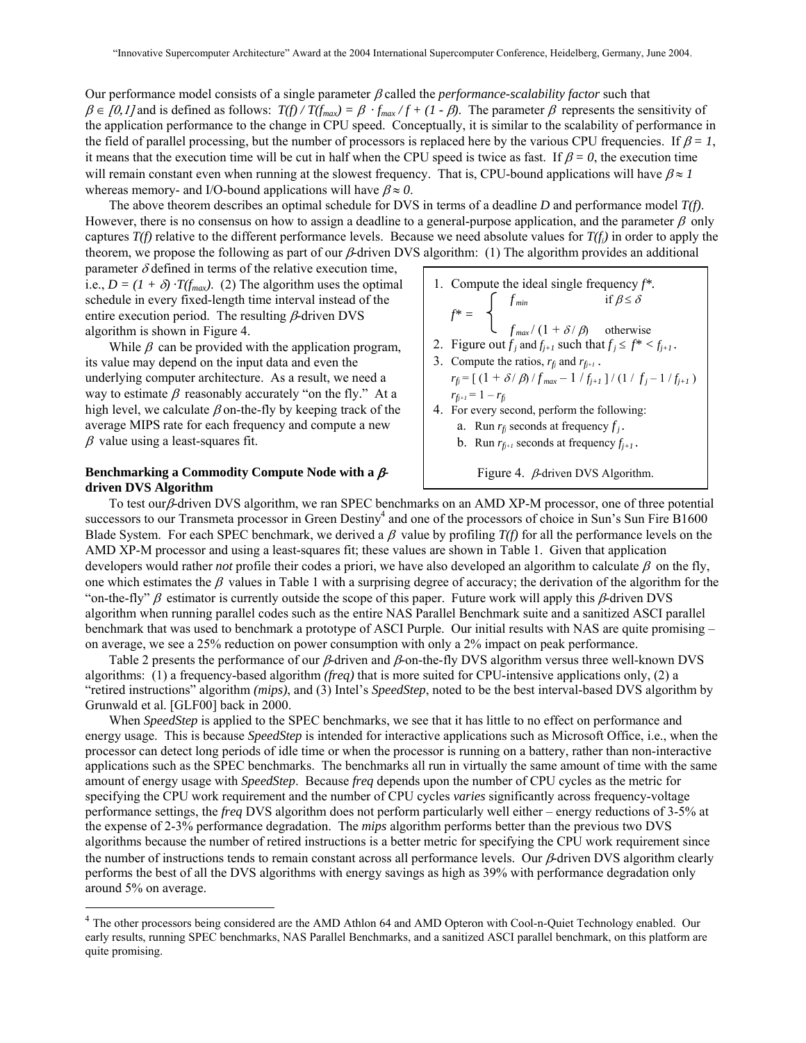Our performance model consists of a single parameter $\beta$ called the *performance-scalability factor* such that $\beta \in [0,1]$ and is defined as follows: $T(f) / T(f_{max}) = \beta \cdot f_{max} / f + (1 - \beta)$. The parameter $\beta$ represents the sensitivity of the application performance to the change in CPU speed. Conceptually, it is similar to the scalability of performance in the field of parallel processing, but the number of processors is replaced here by the various CPU frequencies. If $\beta = 1$, it means that the execution time will be cut in half when the CPU speed is twice as fast. If $\beta = 0$, the execution time will remain constant even when running at the slowest frequency. That is, CPU-bound applications will have $\beta \approx 1$ whereas memory- and I/O-bound applications will have $\beta \approx 0$.

The above theorem describes an optimal schedule for DVS in terms of a deadline *D* and performance model *T(f)*. However, there is no consensus on how to assign a deadline to a general-purpose application, and the parameter $\beta$ only captures *T(f)* relative to the different performance levels. Because we need absolute values for $T(f_i)$ in order to apply the theorem, we propose the following as part of our $\beta$-driven DVS algorithm: (1) The algorithm provides an additional parameter $\delta$ defined in terms of the relative execution time, i.e., $D = (1 + \delta) \cdot T(f_{max})$. (2) The algorithm uses the optimal schedule in every fixed-length time interval instead of the entire execution period. The resulting $\beta$-driven DVS algorithm is shown in Figure 4.

While $\beta$ can be provided with the application program, its value may depend on the input data and even the underlying computer architecture. As a result, we need a way to estimate $\beta$ reasonably accurately "on the fly." At a high level, we calculate $\beta$ on-the-fly by keeping track of the average MIPS rate for each frequency and compute a new $\beta$ value using a least-squares fit.

1. Compute the ideal single frequency $f^*$.
$$f^* = \begin{cases} f_{min} & \text{if } \beta \le \delta \\ f_{max} / (1 + \delta / \beta) & \text{otherwise} \end{cases}$$
2. Figure out $f_j$ and $f_{j+1}$ such that $f_j \le f^* < f_{j+1}$.
3. Compute the ratios, $r_{fj}$ and $r_{fj+1}$.
$r_{fj} = [\, (1 + \delta / \beta) / f_{max} - 1 / f_{j+1} \,] / (1 / f_j - 1 / f_{j+1})$
$r_{fj+1} = 1 - r_{fj}$
4. For every second, perform the following:
   a. Run $r_{fj}$ seconds at frequency $f_j$.
   b. Run $r_{fj+1}$ seconds at frequency $f_{j+1}$.

Figure 4. $\beta$-driven DVS Algorithm.

### Benchmarking a Commodity Compute Node with a $\beta$-driven DVS Algorithm

To test our $\beta$-driven DVS algorithm, we ran SPEC benchmarks on an AMD XP-M processor, one of three potential successors to our Transmeta processor in Green Destiny[4] and one of the processors of choice in Sun's Sun Fire B1600 Blade System. For each SPEC benchmark, we derived a $\beta$ value by profiling *T(f)* for all the performance levels on the AMD XP-M processor and using a least-squares fit; these values are shown in Table 1. Given that application developers would rather ***not*** profile their codes a priori, we have also developed an algorithm to calculate $\beta$ on the fly, one which estimates the $\beta$ values in Table 1 with a surprising degree of accuracy; the derivation of the algorithm for the "on-the-fly" $\beta$ estimator is currently outside the scope of this paper. Future work will apply this $\beta$-driven DVS algorithm when running parallel codes such as the entire NAS Parallel Benchmark suite and a sanitized ASCI parallel benchmark that was used to benchmark a prototype of ASCI Purple. Our initial results with NAS are quite promising – on average, we see a 25% reduction on power consumption with only a 2% impact on peak performance.

Table 2 presents the performance of our $\beta$-driven and $\beta$-on-the-fly DVS algorithm versus three well-known DVS algorithms: (1) a frequency-based algorithm ***(freq)*** that is more suited for CPU-intensive applications only, (2) a "retired instructions" algorithm ***(mips)***, and (3) Intel's *SpeedStep*, noted to be the best interval-based DVS algorithm by Grunwald et al. [GLF00] back in 2000.

When *SpeedStep* is applied to the SPEC benchmarks, we see that it has little to no effect on performance and energy usage. This is because *SpeedStep* is intended for interactive applications such as Microsoft Office, i.e., when the processor can detect long periods of idle time or when the processor is running on a battery, rather than non-interactive applications such as the SPEC benchmarks. The benchmarks all run in virtually the same amount of time with the same amount of energy usage with *SpeedStep*. Because *freq* depends upon the number of CPU cycles as the metric for specifying the CPU work requirement and the number of CPU cycles *varies* significantly across frequency-voltage performance settings, the *freq* DVS algorithm does not perform particularly well either – energy reductions of 3-5% at the expense of 2-3% performance degradation. The *mips* algorithm performs better than the previous two DVS algorithms because the number of retired instructions is a better metric for specifying the CPU work requirement since the number of instructions tends to remain constant across all performance levels. Our $\beta$-driven DVS algorithm clearly performs the best of all the DVS algorithms with energy savings as high as 39% with performance degradation only around 5% on average.

[4] The other processors being considered are the AMD Athlon 64 and AMD Opteron with Cool-n-Quiet Technology enabled. Our early results, running SPEC benchmarks, NAS Parallel Benchmarks, and a sanitized ASCI parallel benchmark, on this platform are quite promising.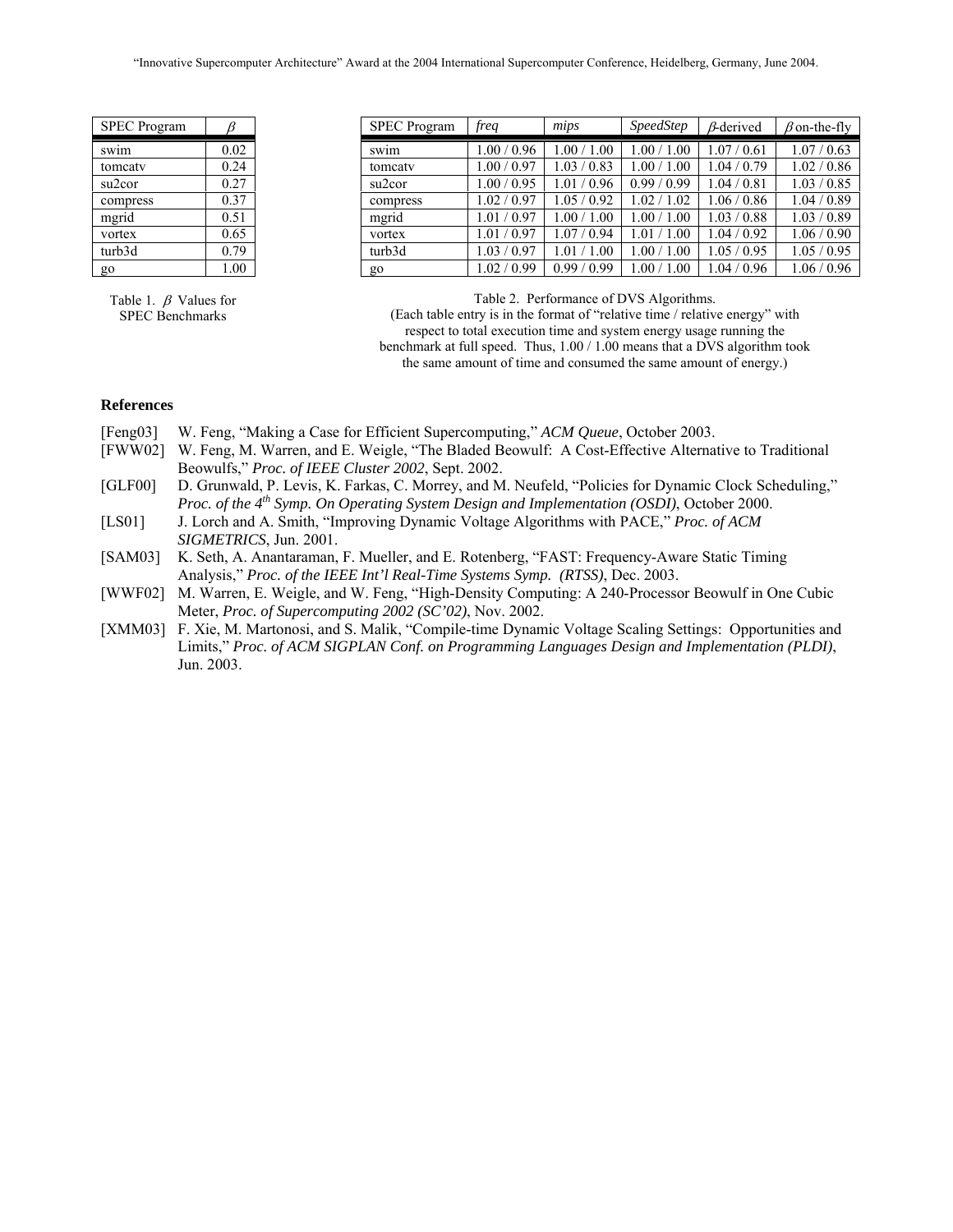| SPEC Program | $\beta$ |
|---|---|
| swim | 0.02 |
| tomcatv | 0.24 |
| su2cor | 0.27 |
| compress | 0.37 |
| mgrid | 0.51 |
| vortex | 0.65 |
| turb3d | 0.79 |
| go | 1.00 |

Table 1. $\beta$ Values for SPEC Benchmarks

| SPEC Program | *freq* | *mips* | *SpeedStep* | $\beta$-derived | $\beta$ on-the-fly |
|---|---|---|---|---|---|
| swim | 1.00 / 0.96 | 1.00 / 1.00 | 1.00 / 1.00 | 1.07 / 0.61 | 1.07 / 0.63 |
| tomcatv | 1.00 / 0.97 | 1.03 / 0.83 | 1.00 / 1.00 | 1.04 / 0.79 | 1.02 / 0.86 |
| su2cor | 1.00 / 0.95 | 1.01 / 0.96 | 0.99 / 0.99 | 1.04 / 0.81 | 1.03 / 0.85 |
| compress | 1.02 / 0.97 | 1.05 / 0.92 | 1.02 / 1.02 | 1.06 / 0.86 | 1.04 / 0.89 |
| mgrid | 1.01 / 0.97 | 1.00 / 1.00 | 1.00 / 1.00 | 1.03 / 0.88 | 1.03 / 0.89 |
| vortex | 1.01 / 0.97 | 1.07 / 0.94 | 1.01 / 1.00 | 1.04 / 0.92 | 1.06 / 0.90 |
| turb3d | 1.03 / 0.97 | 1.01 / 1.00 | 1.00 / 1.00 | 1.05 / 0.95 | 1.05 / 0.95 |
| go | 1.02 / 0.99 | 0.99 / 0.99 | 1.00 / 1.00 | 1.04 / 0.96 | 1.06 / 0.96 |

Table 2. Performance of DVS Algorithms.
(Each table entry is in the format of "relative time / relative energy" with respect to total execution time and system energy usage running the benchmark at full speed. Thus, 1.00 / 1.00 means that a DVS algorithm took the same amount of time and consumed the same amount of energy.)

### References

[Feng03] W. Feng, "Making a Case for Efficient Supercomputing," *ACM Queue*, October 2003.

[FWW02] W. Feng, M. Warren, and E. Weigle, "The Bladed Beowulf: A Cost-Effective Alternative to Traditional Beowulfs," *Proc. of IEEE Cluster 2002*, Sept. 2002.

[GLF00] D. Grunwald, P. Levis, K. Farkas, C. Morrey, and M. Neufeld, "Policies for Dynamic Clock Scheduling," *Proc. of the 4th Symp. On Operating System Design and Implementation (OSDI)*, October 2000.

[LS01] J. Lorch and A. Smith, "Improving Dynamic Voltage Algorithms with PACE," *Proc. of ACM SIGMETRICS*, Jun. 2001.

[SAM03] K. Seth, A. Anantaraman, F. Mueller, and E. Rotenberg, "FAST: Frequency-Aware Static Timing Analysis," *Proc. of the IEEE Int'l Real-Time Systems Symp. (RTSS)*, Dec. 2003.

[WWF02] M. Warren, E. Weigle, and W. Feng, "High-Density Computing: A 240-Processor Beowulf in One Cubic Meter, *Proc. of Supercomputing 2002 (SC'02)*, Nov. 2002.

[XMM03] F. Xie, M. Martonosi, and S. Malik, "Compile-time Dynamic Voltage Scaling Settings: Opportunities and Limits," *Proc. of ACM SIGPLAN Conf. on Programming Languages Design and Implementation (PLDI)*, Jun. 2003.